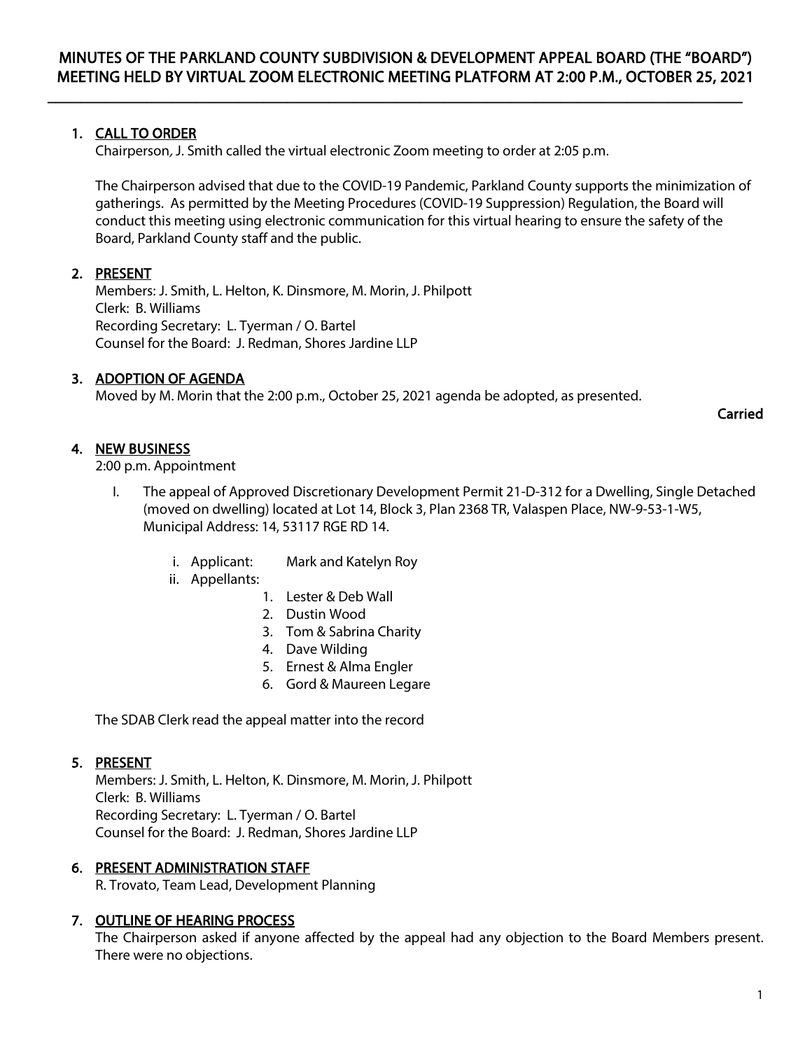# MINUTES OF THE PARKLAND COUNTY SUBDIVISION & DEVELOPMENT APPEAL BOARD (THE "BOARD") MEETING HELD BY VIRTUAL ZOOM ELECTRONIC MEETING PLATFORM AT 2:00 P.M., OCTOBER 25, 2021

## 1. CALL TO ORDER

Chairperson, J. Smith called the virtual electronic Zoom meeting to order at 2:05 p.m.

The Chairperson advised that due to the COVID-19 Pandemic, Parkland County supports the minimization of gatherings. As permitted by the Meeting Procedures (COVID-19 Suppression) Regulation, the Board will conduct this meeting using electronic communication for this virtual hearing to ensure the safety of the Board, Parkland County staff and the public.

## 2. PRESENT

Members: J. Smith, L. Helton, K. Dinsmore, M. Morin, J. Philpott
Clerk: B. Williams
Recording Secretary: L. Tyerman / O. Bartel
Counsel for the Board: J. Redman, Shores Jardine LLP

## 3. ADOPTION OF AGENDA

Moved by M. Morin that the 2:00 p.m., October 25, 2021 agenda be adopted, as presented.

**Carried**

## 4. NEW BUSINESS

2:00 p.m. Appointment

I. The appeal of Approved Discretionary Development Permit 21-D-312 for a Dwelling, Single Detached (moved on dwelling) located at Lot 14, Block 3, Plan 2368 TR, Valaspen Place, NW-9-53-1-W5, Municipal Address: 14, 53117 RGE RD 14.

   i. Applicant: Mark and Katelyn Roy
   ii. Appellants:
      1. Lester & Deb Wall
      2. Dustin Wood
      3. Tom & Sabrina Charity
      4. Dave Wilding
      5. Ernest & Alma Engler
      6. Gord & Maureen Legare

The SDAB Clerk read the appeal matter into the record

## 5. PRESENT

Members: J. Smith, L. Helton, K. Dinsmore, M. Morin, J. Philpott
Clerk: B. Williams
Recording Secretary: L. Tyerman / O. Bartel
Counsel for the Board: J. Redman, Shores Jardine LLP

## 6. PRESENT ADMINISTRATION STAFF

R. Trovato, Team Lead, Development Planning

## 7. OUTLINE OF HEARING PROCESS

The Chairperson asked if anyone affected by the appeal had any objection to the Board Members present. There were no objections.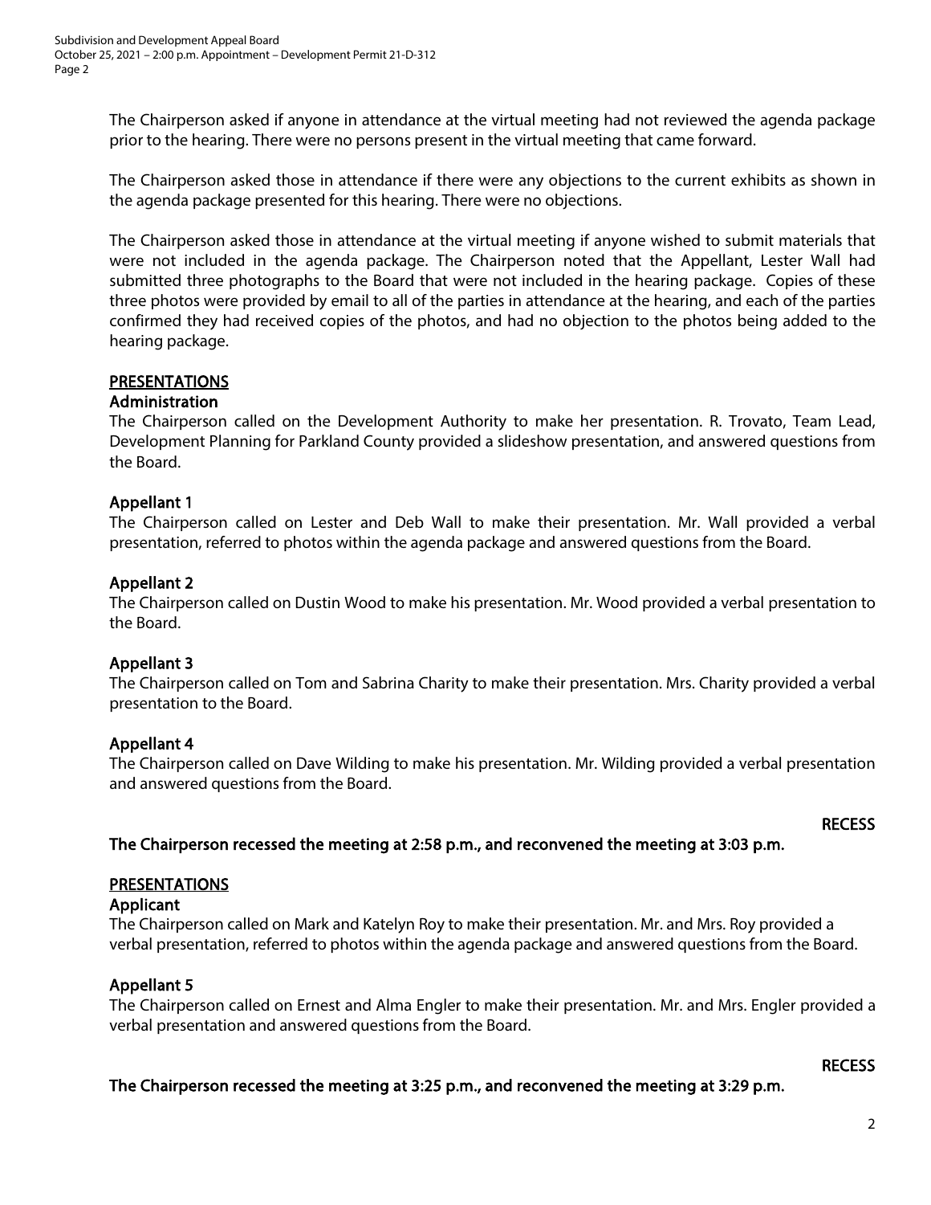The Chairperson asked if anyone in attendance at the virtual meeting had not reviewed the agenda package prior to the hearing. There were no persons present in the virtual meeting that came forward.

The Chairperson asked those in attendance if there were any objections to the current exhibits as shown in the agenda package presented for this hearing. There were no objections.

The Chairperson asked those in attendance at the virtual meeting if anyone wished to submit materials that were not included in the agenda package. The Chairperson noted that the Appellant, Lester Wall had submitted three photographs to the Board that were not included in the hearing package. Copies of these three photos were provided by email to all of the parties in attendance at the hearing, and each of the parties confirmed they had received copies of the photos, and had no objection to the photos being added to the hearing package.

## PRESENTATIONS

### Administration

The Chairperson called on the Development Authority to make her presentation. R. Trovato, Team Lead, Development Planning for Parkland County provided a slideshow presentation, and answered questions from the Board.

### Appellant 1

The Chairperson called on Lester and Deb Wall to make their presentation. Mr. Wall provided a verbal presentation, referred to photos within the agenda package and answered questions from the Board.

### Appellant 2

The Chairperson called on Dustin Wood to make his presentation. Mr. Wood provided a verbal presentation to the Board.

### Appellant 3

The Chairperson called on Tom and Sabrina Charity to make their presentation. Mrs. Charity provided a verbal presentation to the Board.

### Appellant 4

The Chairperson called on Dave Wilding to make his presentation. Mr. Wilding provided a verbal presentation and answered questions from the Board.

**RECESS**

**The Chairperson recessed the meeting at 2:58 p.m., and reconvened the meeting at 3:03 p.m.**

## PRESENTATIONS

### Applicant

The Chairperson called on Mark and Katelyn Roy to make their presentation. Mr. and Mrs. Roy provided a verbal presentation, referred to photos within the agenda package and answered questions from the Board.

### Appellant 5

The Chairperson called on Ernest and Alma Engler to make their presentation. Mr. and Mrs. Engler provided a verbal presentation and answered questions from the Board.

**RECESS**

**The Chairperson recessed the meeting at 3:25 p.m., and reconvened the meeting at 3:29 p.m.**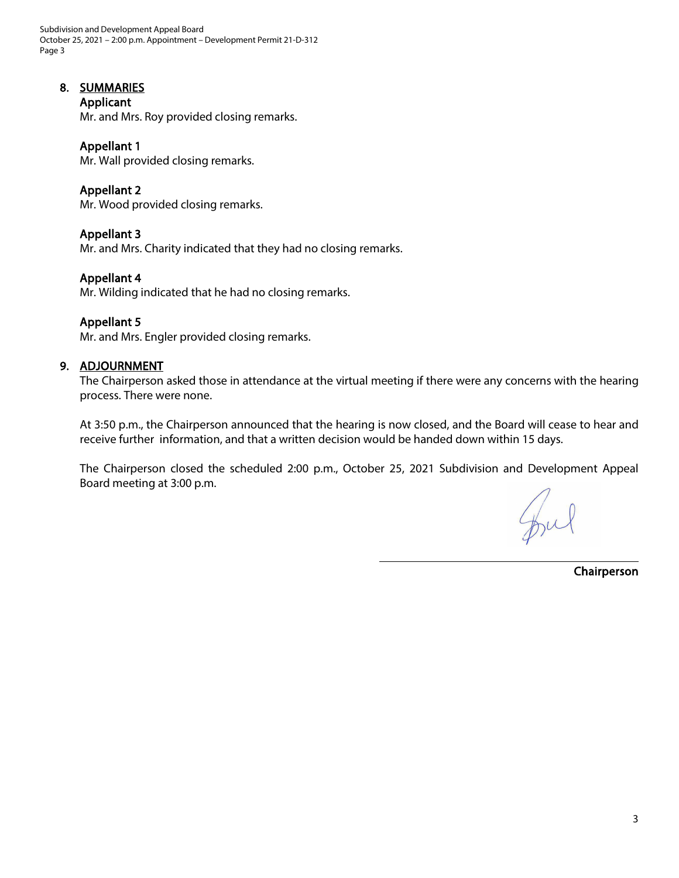## 8. SUMMARIES

### Applicant

Mr. and Mrs. Roy provided closing remarks.

### Appellant 1

Mr. Wall provided closing remarks.

### Appellant 2

Mr. Wood provided closing remarks.

### Appellant 3

Mr. and Mrs. Charity indicated that they had no closing remarks.

### Appellant 4

Mr. Wilding indicated that he had no closing remarks.

### Appellant 5

Mr. and Mrs. Engler provided closing remarks.

## 9. ADJOURNMENT

The Chairperson asked those in attendance at the virtual meeting if there were any concerns with the hearing process. There were none.

At 3:50 p.m., the Chairperson announced that the hearing is now closed, and the Board will cease to hear and receive further information, and that a written decision would be handed down within 15 days.

The Chairperson closed the scheduled 2:00 p.m., October 25, 2021 Subdivision and Development Appeal Board meeting at 3:00 p.m.

**Chairperson**